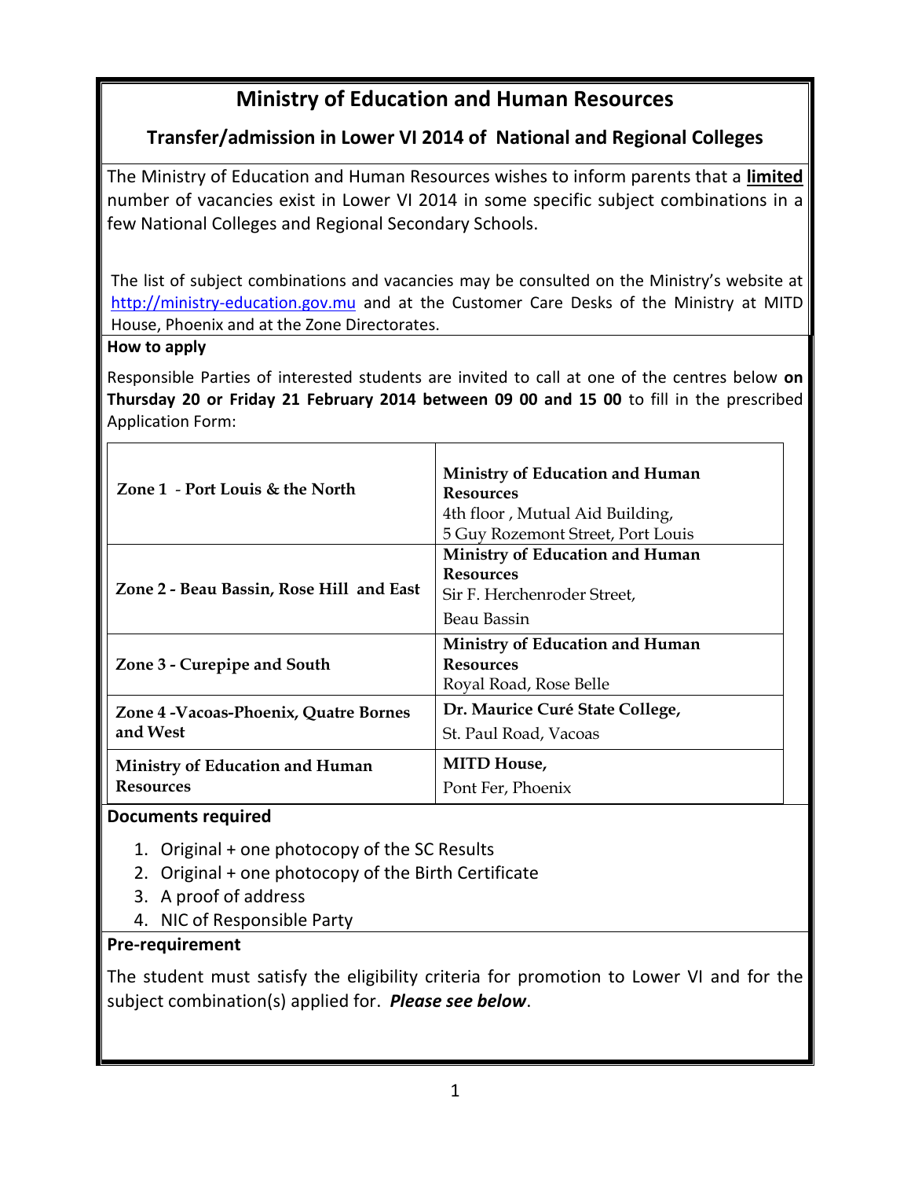# Ministry of Education and Human Resources

## Transfer/admission in Lower VI 2014 of National and Regional Colleges

The Ministry of Education and Human Resources wishes to inform parents that a **limited** number of vacancies exist in Lower VI 2014 in some specific subject combinations in a few National Colleges and Regional Secondary Schools.

The list of subject combinations and vacancies may be consulted on the Ministry's website at http://ministry-education.gov.mu and at the Customer Care Desks of the Ministry at MITD House, Phoenix and at the Zone Directorates.

**How to apply**

Responsible Parties of interested students are invited to call at one of the centres below **on Thursday 20 or Friday 21 February 2014 between 09 00 and 15 00** to fill in the prescribed Application Form:

| | |
|---|---|
| **Zone 1 - Port Louis & the North** | **Ministry of Education and Human Resources**<br>4th floor , Mutual Aid Building,<br>5 Guy Rozemont Street, Port Louis |
| **Zone 2 - Beau Bassin, Rose Hill and East** | **Ministry of Education and Human Resources**<br>Sir F. Herchenroder Street,<br>Beau Bassin |
| **Zone 3 - Curepipe and South** | **Ministry of Education and Human Resources**<br>Royal Road, Rose Belle |
| **Zone 4 -Vacoas-Phoenix, Quatre Bornes and West** | **Dr. Maurice Curé State College,**<br>St. Paul Road, Vacoas |
| **Ministry of Education and Human Resources** | **MITD House,**<br>Pont Fer, Phoenix |

**Documents required**

1. Original + one photocopy of the SC Results
2. Original + one photocopy of the Birth Certificate
3. A proof of address
4. NIC of Responsible Party

**Pre-requirement**

The student must satisfy the eligibility criteria for promotion to Lower VI and for the subject combination(s) applied for. ***Please see below***.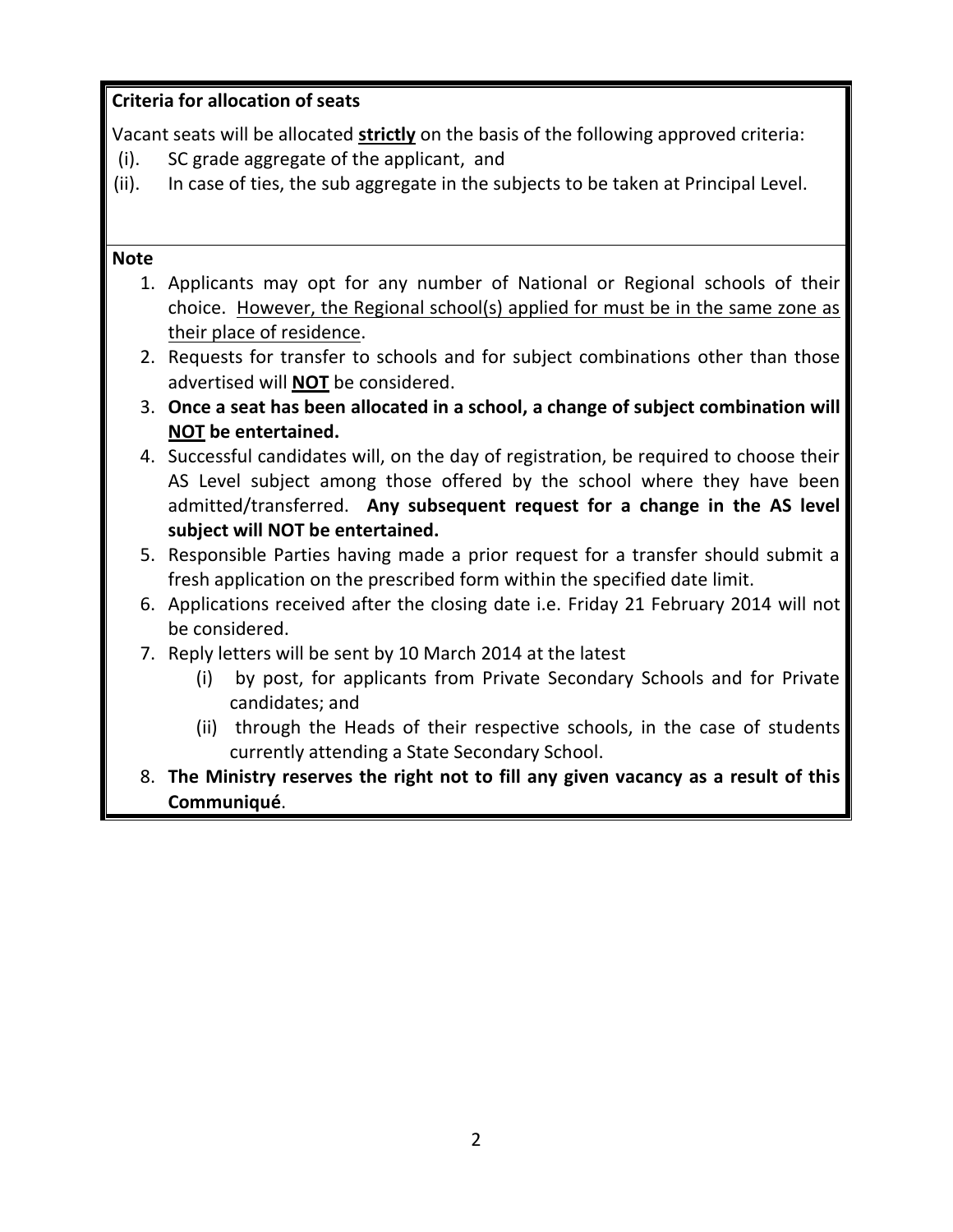**Criteria for allocation of seats**

Vacant seats will be allocated **strictly** on the basis of the following approved criteria:

(i). SC grade aggregate of the applicant, and

(ii). In case of ties, the sub aggregate in the subjects to be taken at Principal Level.

**Note**

1. Applicants may opt for any number of National or Regional schools of their choice. However, the Regional school(s) applied for must be in the same zone as their place of residence.
2. Requests for transfer to schools and for subject combinations other than those advertised will **NOT** be considered.
3. **Once a seat has been allocated in a school, a change of subject combination will NOT be entertained.**
4. Successful candidates will, on the day of registration, be required to choose their AS Level subject among those offered by the school where they have been admitted/transferred. **Any subsequent request for a change in the AS level subject will NOT be entertained.**
5. Responsible Parties having made a prior request for a transfer should submit a fresh application on the prescribed form within the specified date limit.
6. Applications received after the closing date i.e. Friday 21 February 2014 will not be considered.
7. Reply letters will be sent by 10 March 2014 at the latest
   - (i) by post, for applicants from Private Secondary Schools and for Private candidates; and
   - (ii) through the Heads of their respective schools, in the case of students currently attending a State Secondary School.
8. **The Ministry reserves the right not to fill any given vacancy as a result of this Communiqué**.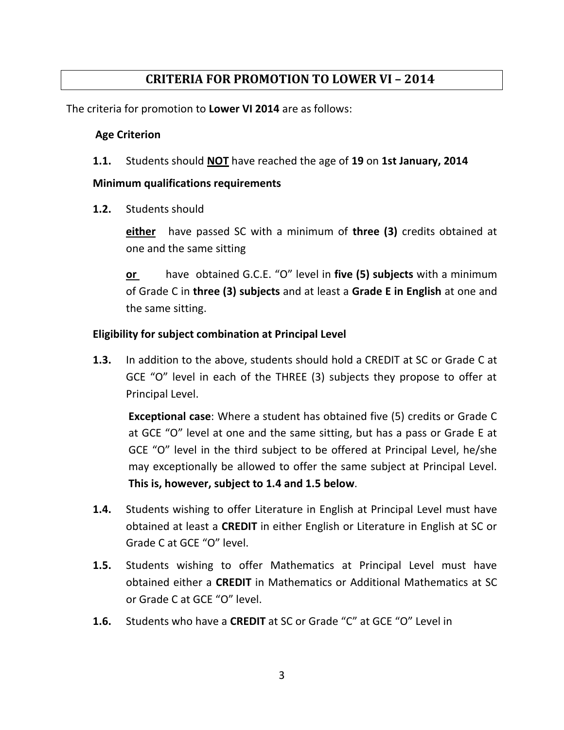# CRITERIA FOR PROMOTION TO LOWER VI – 2014

The criteria for promotion to **Lower VI 2014** are as follows:

**Age Criterion**

**1.1.** Students should **NOT** have reached the age of **19** on **1st January, 2014**

**Minimum qualifications requirements**

**1.2.** Students should

**either** have passed SC with a minimum of **three (3)** credits obtained at one and the same sitting

**or** have obtained G.C.E. "O" level in **five (5) subjects** with a minimum of Grade C in **three (3) subjects** and at least a **Grade E in English** at one and the same sitting.

**Eligibility for subject combination at Principal Level**

**1.3.** In addition to the above, students should hold a CREDIT at SC or Grade C at GCE "O" level in each of the THREE (3) subjects they propose to offer at Principal Level.

**Exceptional case**: Where a student has obtained five (5) credits or Grade C at GCE "O" level at one and the same sitting, but has a pass or Grade E at GCE "O" level in the third subject to be offered at Principal Level, he/she may exceptionally be allowed to offer the same subject at Principal Level. **This is, however, subject to 1.4 and 1.5 below**.

**1.4.** Students wishing to offer Literature in English at Principal Level must have obtained at least a **CREDIT** in either English or Literature in English at SC or Grade C at GCE "O" level.

**1.5.** Students wishing to offer Mathematics at Principal Level must have obtained either a **CREDIT** in Mathematics or Additional Mathematics at SC or Grade C at GCE "O" level.

**1.6.** Students who have a **CREDIT** at SC or Grade "C" at GCE "O" Level in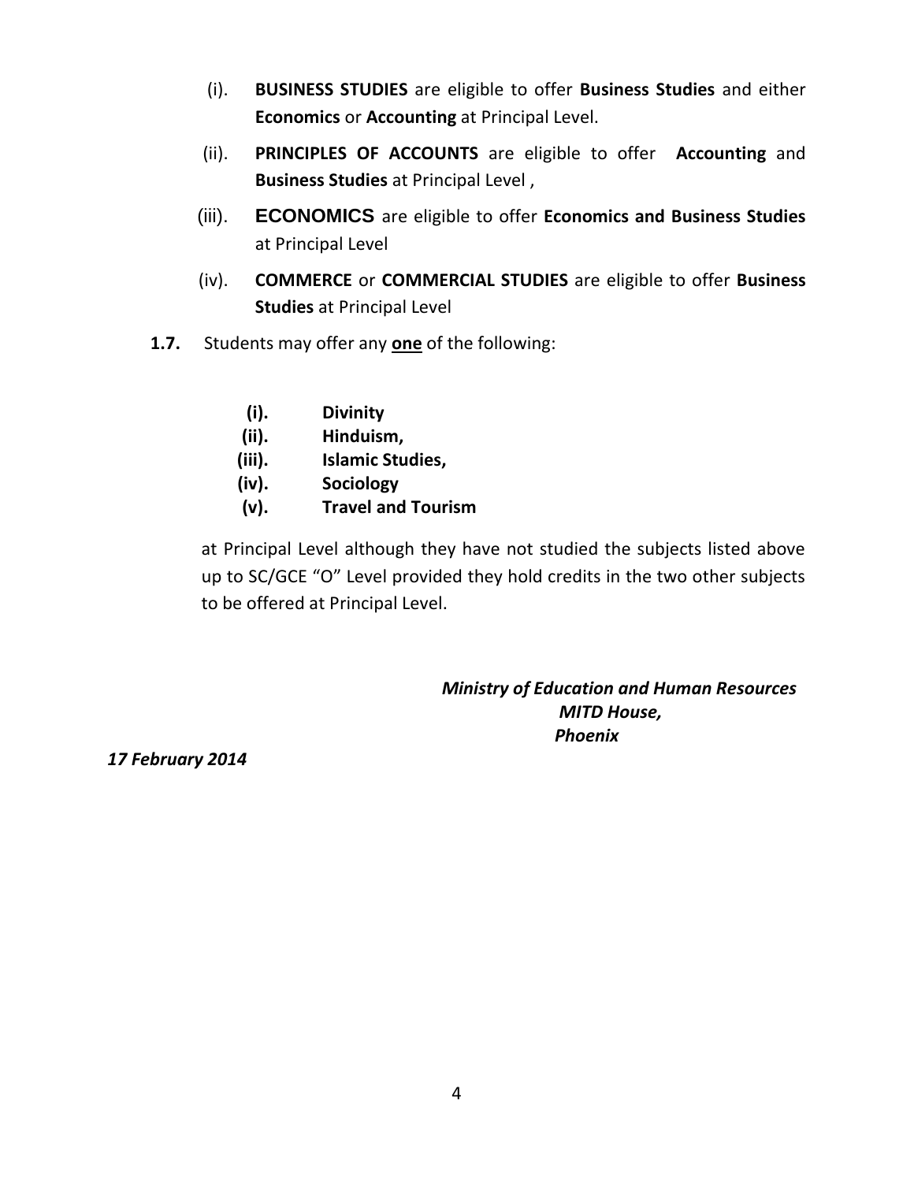(i). **BUSINESS STUDIES** are eligible to offer **Business Studies** and either **Economics** or **Accounting** at Principal Level.

(ii). **PRINCIPLES OF ACCOUNTS** are eligible to offer **Accounting** and **Business Studies** at Principal Level ,

(iii). **ECONOMICS** are eligible to offer **Economics and Business Studies** at Principal Level

(iv). **COMMERCE** or **COMMERCIAL STUDIES** are eligible to offer **Business Studies** at Principal Level

**1.7.** Students may offer any **<u>one</u>** of the following:

**(i). Divinity**
**(ii). Hinduism,**
**(iii). Islamic Studies,**
**(iv). Sociology**
**(v). Travel and Tourism**

at Principal Level although they have not studied the subjects listed above up to SC/GCE "O" Level provided they hold credits in the two other subjects to be offered at Principal Level.

***Ministry of Education and Human Resources***
***MITD House,***
***Phoenix***

***17 February 2014***